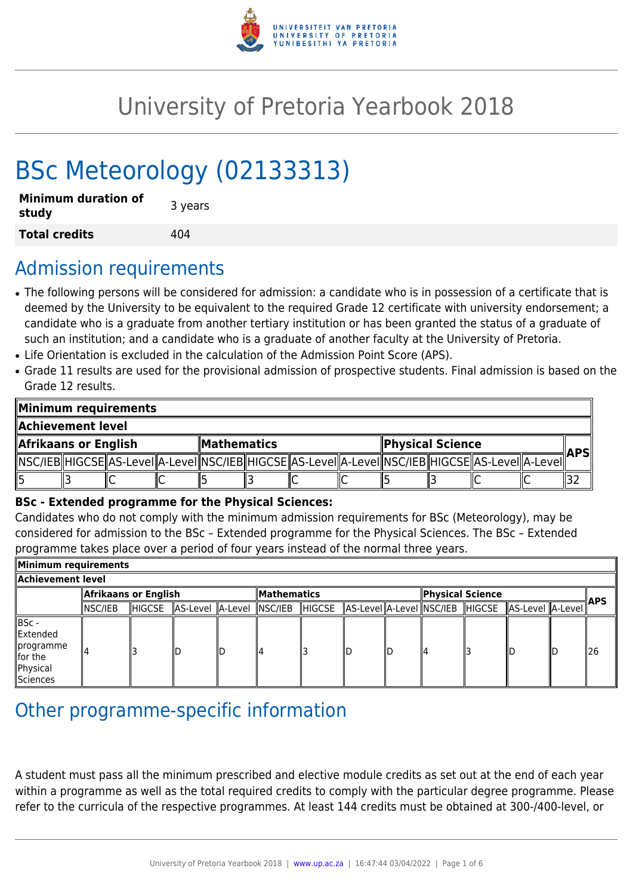# University of Pretoria Yearbook 2018

# BSc Meteorology (02133313)

| | |
|---|---|
| **Minimum duration of study** | 3 years |
| **Total credits** | 404 |

## Admission requirements

- The following persons will be considered for admission: a candidate who is in possession of a certificate that is deemed by the University to be equivalent to the required Grade 12 certificate with university endorsement; a candidate who is a graduate from another tertiary institution or has been granted the status of a graduate of such an institution; and a candidate who is a graduate of another faculty at the University of Pretoria.
- Life Orientation is excluded in the calculation of the Admission Point Score (APS).
- Grade 11 results are used for the provisional admission of prospective students. Final admission is based on the Grade 12 results.

| **Minimum requirements** | | | | | | | | | | | | |
|---|---|---|---|---|---|---|---|---|---|---|---|---|
| **Achievement level** | | | | | | | | | | | | |
| **Afrikaans or English** | | | | **Mathematics** | | | | **Physical Science** | | | | **APS** |
| NSC/IEB | HIGCSE | AS-Level | A-Level | NSC/IEB | HIGCSE | AS-Level | A-Level | NSC/IEB | HIGCSE | AS-Level | A-Level | |
| 5 | 3 | C | C | 5 | 3 | C | C | 5 | 3 | C | C | 32 |

**BSc - Extended programme for the Physical Sciences:**
Candidates who do not comply with the minimum admission requirements for BSc (Meteorology), may be considered for admission to the BSc – Extended programme for the Physical Sciences. The BSc – Extended programme takes place over a period of four years instead of the normal three years.

| **Minimum requirements** | | | | | | | | | | | | | |
|---|---|---|---|---|---|---|---|---|---|---|---|---|---|
| **Achievement level** | | | | | | | | | | | | | |
| | **Afrikaans or English** | | | | **Mathematics** | | | | **Physical Science** | | | | **APS** |
| | NSC/IEB | HIGCSE | AS-Level | A-Level | NSC/IEB | HIGCSE | AS-Level | A-Level | NSC/IEB | HIGCSE | AS-Level | A-Level | |
| BSc - Extended programme for the Physical Sciences | 4 | 3 | D | D | 4 | 3 | D | D | 4 | 3 | D | D | 26 |

## Other programme-specific information

A student must pass all the minimum prescribed and elective module credits as set out at the end of each year within a programme as well as the total required credits to comply with the particular degree programme. Please refer to the curricula of the respective programmes. At least 144 credits must be obtained at 300-/400-level, or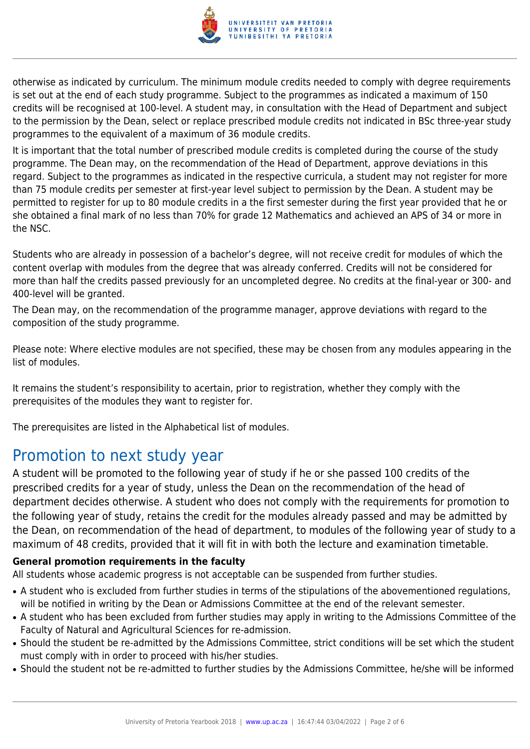otherwise as indicated by curriculum. The minimum module credits needed to comply with degree requirements is set out at the end of each study programme. Subject to the programmes as indicated a maximum of 150 credits will be recognised at 100-level. A student may, in consultation with the Head of Department and subject to the permission by the Dean, select or replace prescribed module credits not indicated in BSc three-year study programmes to the equivalent of a maximum of 36 module credits.

It is important that the total number of prescribed module credits is completed during the course of the study programme. The Dean may, on the recommendation of the Head of Department, approve deviations in this regard. Subject to the programmes as indicated in the respective curricula, a student may not register for more than 75 module credits per semester at first-year level subject to permission by the Dean. A student may be permitted to register for up to 80 module credits in a the first semester during the first year provided that he or she obtained a final mark of no less than 70% for grade 12 Mathematics and achieved an APS of 34 or more in the NSC.

Students who are already in possession of a bachelor's degree, will not receive credit for modules of which the content overlap with modules from the degree that was already conferred. Credits will not be considered for more than half the credits passed previously for an uncompleted degree. No credits at the final-year or 300- and 400-level will be granted.

The Dean may, on the recommendation of the programme manager, approve deviations with regard to the composition of the study programme.

Please note: Where elective modules are not specified, these may be chosen from any modules appearing in the list of modules.

It remains the student's responsibility to acertain, prior to registration, whether they comply with the prerequisites of the modules they want to register for.

The prerequisites are listed in the Alphabetical list of modules.

# Promotion to next study year

A student will be promoted to the following year of study if he or she passed 100 credits of the prescribed credits for a year of study, unless the Dean on the recommendation of the head of department decides otherwise. A student who does not comply with the requirements for promotion to the following year of study, retains the credit for the modules already passed and may be admitted by the Dean, on recommendation of the head of department, to modules of the following year of study to a maximum of 48 credits, provided that it will fit in with both the lecture and examination timetable.

**General promotion requirements in the faculty**

All students whose academic progress is not acceptable can be suspended from further studies.

- A student who is excluded from further studies in terms of the stipulations of the abovementioned regulations, will be notified in writing by the Dean or Admissions Committee at the end of the relevant semester.
- A student who has been excluded from further studies may apply in writing to the Admissions Committee of the Faculty of Natural and Agricultural Sciences for re-admission.
- Should the student be re-admitted by the Admissions Committee, strict conditions will be set which the student must comply with in order to proceed with his/her studies.
- Should the student not be re-admitted to further studies by the Admissions Committee, he/she will be informed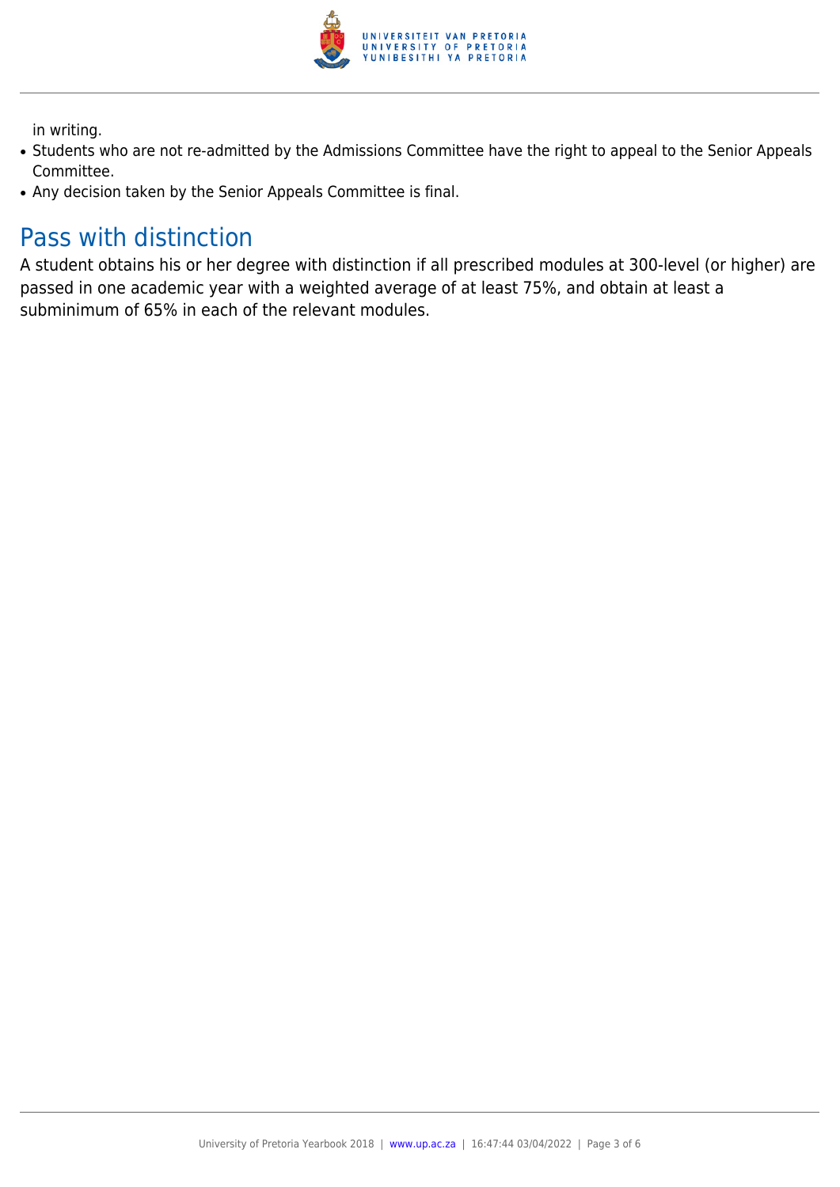in writing.

- Students who are not re-admitted by the Admissions Committee have the right to appeal to the Senior Appeals Committee.
- Any decision taken by the Senior Appeals Committee is final.

## Pass with distinction

A student obtains his or her degree with distinction if all prescribed modules at 300-level (or higher) are passed in one academic year with a weighted average of at least 75%, and obtain at least a subminimum of 65% in each of the relevant modules.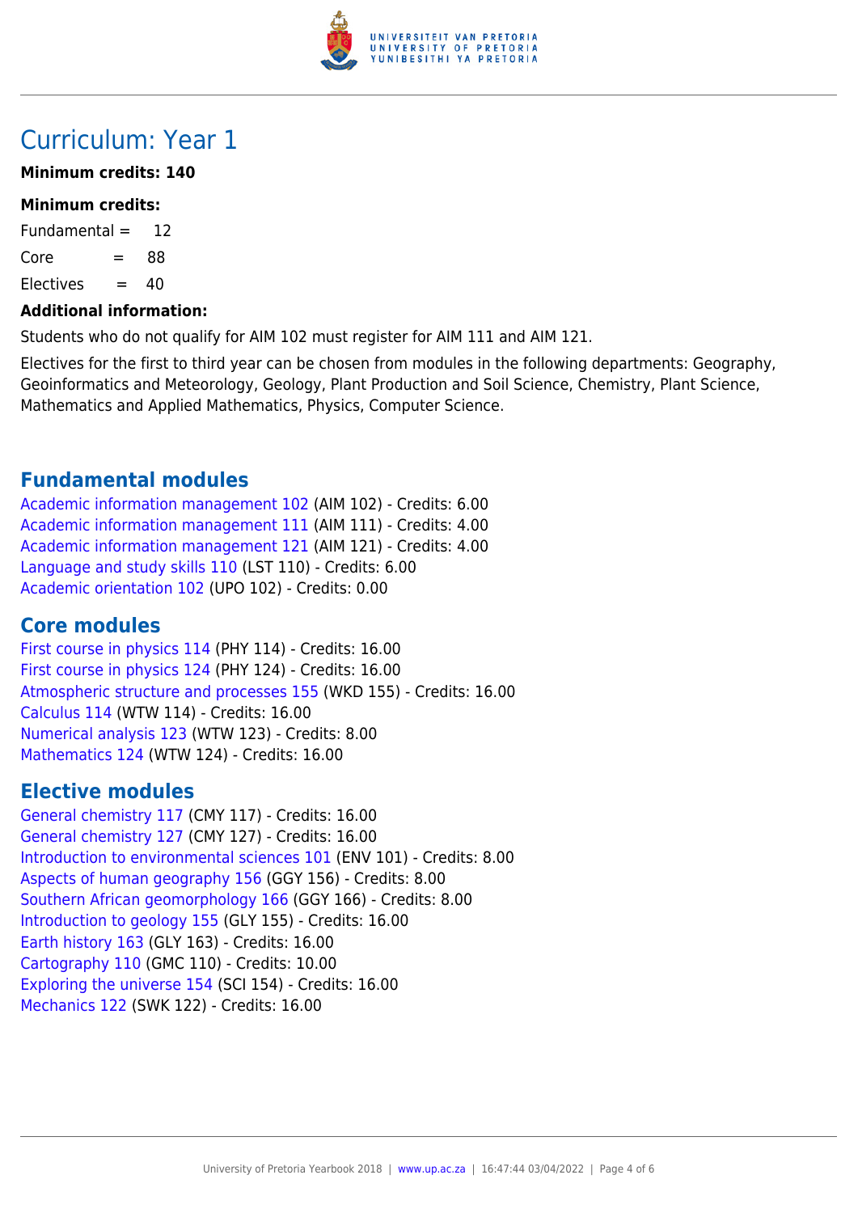# Curriculum: Year 1

**Minimum credits: 140**

**Minimum credits:**

Fundamental = 12

Core = 88

Electives = 40

**Additional information:**

Students who do not qualify for AIM 102 must register for AIM 111 and AIM 121.

Electives for the first to third year can be chosen from modules in the following departments: Geography, Geoinformatics and Meteorology, Geology, Plant Production and Soil Science, Chemistry, Plant Science, Mathematics and Applied Mathematics, Physics, Computer Science.

## Fundamental modules

Academic information management 102 (AIM 102) - Credits: 6.00
Academic information management 111 (AIM 111) - Credits: 4.00
Academic information management 121 (AIM 121) - Credits: 4.00
Language and study skills 110 (LST 110) - Credits: 6.00
Academic orientation 102 (UPO 102) - Credits: 0.00

## Core modules

First course in physics 114 (PHY 114) - Credits: 16.00
First course in physics 124 (PHY 124) - Credits: 16.00
Atmospheric structure and processes 155 (WKD 155) - Credits: 16.00
Calculus 114 (WTW 114) - Credits: 16.00
Numerical analysis 123 (WTW 123) - Credits: 8.00
Mathematics 124 (WTW 124) - Credits: 16.00

## Elective modules

General chemistry 117 (CMY 117) - Credits: 16.00
General chemistry 127 (CMY 127) - Credits: 16.00
Introduction to environmental sciences 101 (ENV 101) - Credits: 8.00
Aspects of human geography 156 (GGY 156) - Credits: 8.00
Southern African geomorphology 166 (GGY 166) - Credits: 8.00
Introduction to geology 155 (GLY 155) - Credits: 16.00
Earth history 163 (GLY 163) - Credits: 16.00
Cartography 110 (GMC 110) - Credits: 10.00
Exploring the universe 154 (SCI 154) - Credits: 16.00
Mechanics 122 (SWK 122) - Credits: 16.00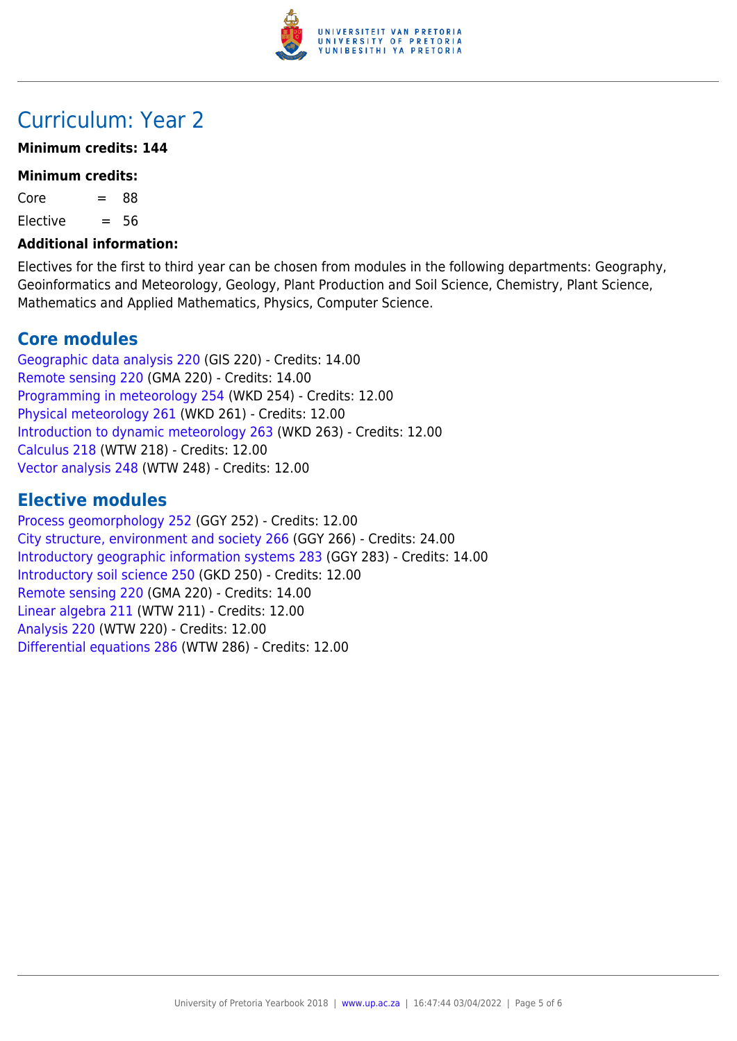# Curriculum: Year 2

**Minimum credits: 144**

**Minimum credits:**

Core = 88

Elective = 56

**Additional information:**

Electives for the first to third year can be chosen from modules in the following departments: Geography, Geoinformatics and Meteorology, Geology, Plant Production and Soil Science, Chemistry, Plant Science, Mathematics and Applied Mathematics, Physics, Computer Science.

## Core modules

Geographic data analysis 220 (GIS 220) - Credits: 14.00
Remote sensing 220 (GMA 220) - Credits: 14.00
Programming in meteorology 254 (WKD 254) - Credits: 12.00
Physical meteorology 261 (WKD 261) - Credits: 12.00
Introduction to dynamic meteorology 263 (WKD 263) - Credits: 12.00
Calculus 218 (WTW 218) - Credits: 12.00
Vector analysis 248 (WTW 248) - Credits: 12.00

## Elective modules

Process geomorphology 252 (GGY 252) - Credits: 12.00
City structure, environment and society 266 (GGY 266) - Credits: 24.00
Introductory geographic information systems 283 (GGY 283) - Credits: 14.00
Introductory soil science 250 (GKD 250) - Credits: 12.00
Remote sensing 220 (GMA 220) - Credits: 14.00
Linear algebra 211 (WTW 211) - Credits: 12.00
Analysis 220 (WTW 220) - Credits: 12.00
Differential equations 286 (WTW 286) - Credits: 12.00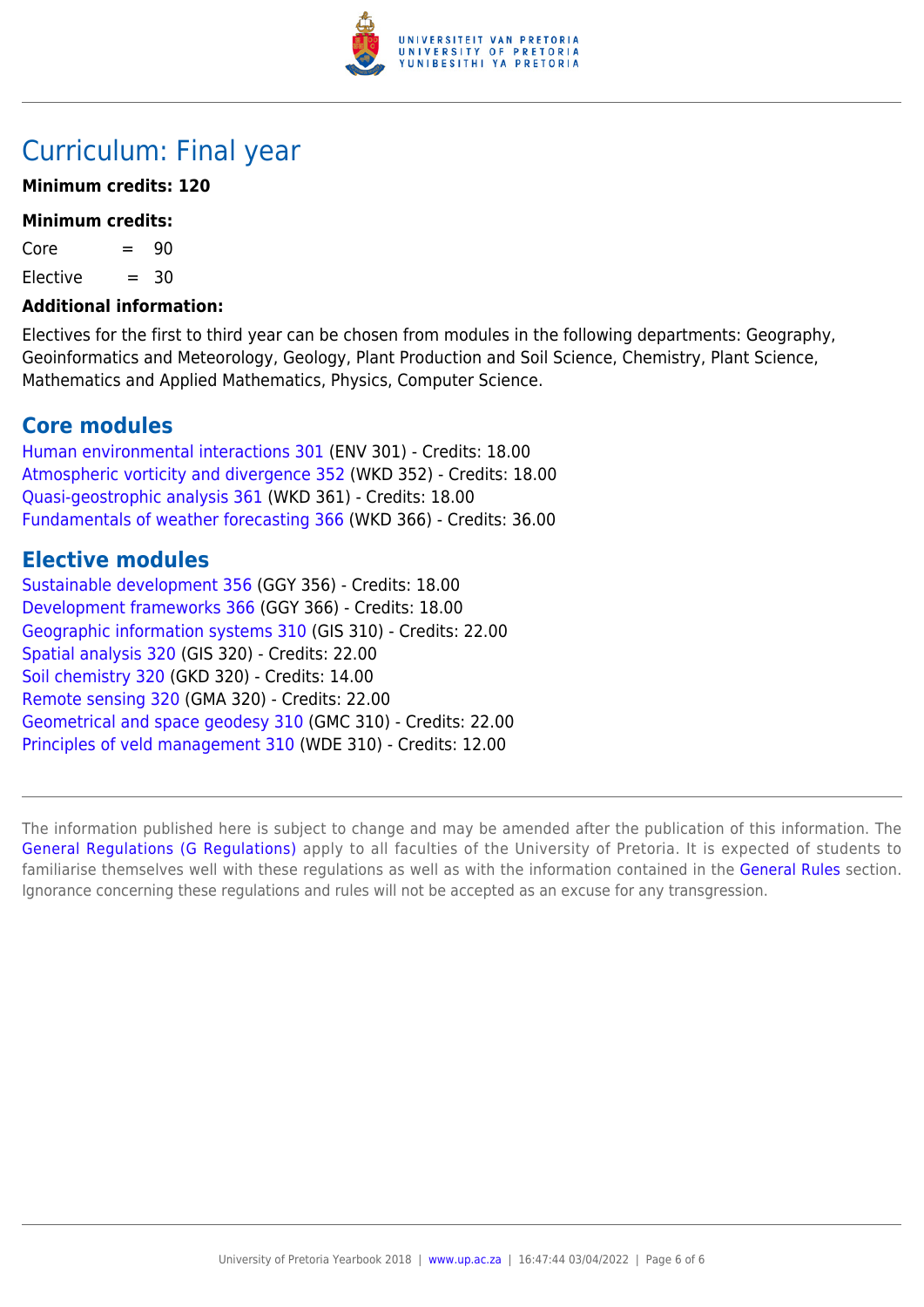# Curriculum: Final year

**Minimum credits: 120**

**Minimum credits:**

Core = 90

Elective = 30

**Additional information:**

Electives for the first to third year can be chosen from modules in the following departments: Geography, Geoinformatics and Meteorology, Geology, Plant Production and Soil Science, Chemistry, Plant Science, Mathematics and Applied Mathematics, Physics, Computer Science.

## Core modules

Human environmental interactions 301 (ENV 301) - Credits: 18.00
Atmospheric vorticity and divergence 352 (WKD 352) - Credits: 18.00
Quasi-geostrophic analysis 361 (WKD 361) - Credits: 18.00
Fundamentals of weather forecasting 366 (WKD 366) - Credits: 36.00

## Elective modules

Sustainable development 356 (GGY 356) - Credits: 18.00
Development frameworks 366 (GGY 366) - Credits: 18.00
Geographic information systems 310 (GIS 310) - Credits: 22.00
Spatial analysis 320 (GIS 320) - Credits: 22.00
Soil chemistry 320 (GKD 320) - Credits: 14.00
Remote sensing 320 (GMA 320) - Credits: 22.00
Geometrical and space geodesy 310 (GMC 310) - Credits: 22.00
Principles of veld management 310 (WDE 310) - Credits: 12.00

The information published here is subject to change and may be amended after the publication of this information. The General Regulations (G Regulations) apply to all faculties of the University of Pretoria. It is expected of students to familiarise themselves well with these regulations as well as with the information contained in the General Rules section. Ignorance concerning these regulations and rules will not be accepted as an excuse for any transgression.